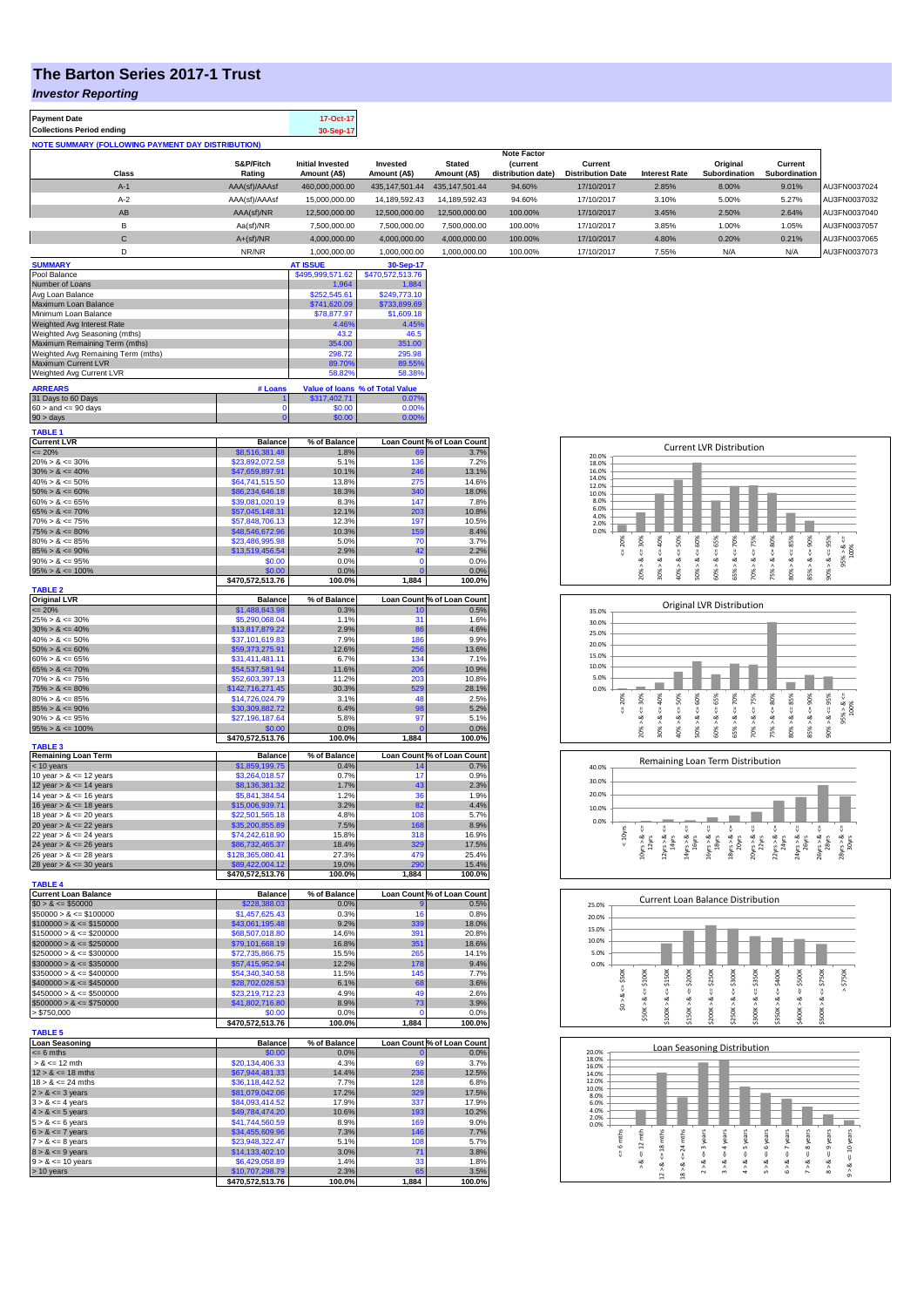# The Barton Series 2017-1 Trust

## *Investor Reporting*

| | |
|---|---|
| **Payment Date** | 17-Oct-17 |
| **Collections Period ending** | 30-Sep-17 |

**NOTE SUMMARY (FOLLOWING PAYMENT DAY DISTRIBUTION)**

| Class | S&P/Fitch Rating | Initial Invested Amount (A$) | Invested Amount (A$) | Stated Amount (A$) | Note Factor (current distribution date) | Current Distribution Date | Interest Rate | Original Subordination | Current Subordination | |
|---|---|---|---|---|---|---|---|---|---|---|
| A-1 | AAA(sf)/AAAsf | 460,000,000.00 | 435,147,501.44 | 435,147,501.44 | 94.60% | 17/10/2017 | 2.85% | 8.00% | 9.01% | AU3FN0037024 |
| A-2 | AAA(sf)/AAAsf | 15,000,000.00 | 14,189,592.43 | 14,189,592.43 | 94.60% | 17/10/2017 | 3.10% | 5.00% | 5.27% | AU3FN0037032 |
| AB | AAA(sf)/NR | 12,500,000.00 | 12,500,000.00 | 12,500,000.00 | 100.00% | 17/10/2017 | 3.45% | 2.50% | 2.64% | AU3FN0037040 |
| B | Aa(sf)/NR | 7,500,000.00 | 7,500,000.00 | 7,500,000.00 | 100.00% | 17/10/2017 | 3.85% | 1.00% | 1.05% | AU3FN0037057 |
| C | A+(sf)/NR | 4,000,000.00 | 4,000,000.00 | 4,000,000.00 | 100.00% | 17/10/2017 | 4.80% | 0.20% | 0.21% | AU3FN0037065 |
| D | NR/NR | 1,000,000.00 | 1,000,000.00 | 1,000,000.00 | 100.00% | 17/10/2017 | 7.55% | N/A | N/A | AU3FN0037073 |

| SUMMARY | AT ISSUE | 30-Sep-17 |
|---|---|---|
| Pool Balance | $495,999,571.62 | $470,572,513.76 |
| Number of Loans | 1,964 | 1,884 |
| Avg Loan Balance | $252,545.61 | $249,773.10 |
| Maximum Loan Balance | $741,620.09 | $733,899.69 |
| Minimum Loan Balance | $78,877.97 | $1,609.18 |
| Weighted Avg Interest Rate | 4.46% | 4.45% |
| Weighted Avg Seasoning (mths) | 43.2 | 46.5 |
| Maximum Remaining Term (mths) | 354.00 | 351.00 |
| Weighted Avg Remaining Term (mths) | 298.72 | 295.98 |
| Maximum Current LVR | 89.70% | 89.55% |
| Weighted Avg Current LVR | 58.82% | 58.38% |

| ARREARS | # Loans | Value of loans | % of Total Value |
|---|---|---|---|
| 31 Days to 60 Days | 1 | $317,402.71 | 0.07% |
| 60 > and <= 90 days | 0 | $0.00 | 0.00% |
| 90 > days | 0 | $0.00 | 0.00% |

**TABLE 1**

| Current LVR | Balance | % of Balance | Loan Count | % of Loan Count |
|---|---|---|---|---|
| <= 20% | $8,516,381.48 | 1.8% | 69 | 3.7% |
| 20% > & <= 30% | $23,892,072.58 | 5.1% | 136 | 7.2% |
| 30% > & <= 40% | $47,659,897.91 | 10.1% | 246 | 13.1% |
| 40% > & <= 50% | $64,741,515.50 | 13.8% | 275 | 14.6% |
| 50% > & <= 60% | $86,234,646.18 | 18.3% | 340 | 18.0% |
| 60% > & <= 65% | $39,081,020.19 | 8.3% | 147 | 7.8% |
| 65% > & <= 70% | $57,045,148.31 | 12.1% | 203 | 10.8% |
| 70% > & <= 75% | $57,848,706.13 | 12.3% | 197 | 10.5% |
| 75% > & <= 80% | $48,546,672.96 | 10.3% | 159 | 8.4% |
| 80% > & <= 85% | $23,486,995.98 | 5.0% | 70 | 3.7% |
| 85% > & <= 90% | $13,519,456.54 | 2.9% | 42 | 2.2% |
| 90% > & <= 95% | $0.00 | 0.0% | 0 | 0.0% |
| 95% > & <= 100% | $0.00 | 0.0% | 0 | 0.0% |
| | $470,572,513.76 | 100.0% | 1,884 | 100.0% |

**TABLE 2**

| Original LVR | Balance | % of Balance | Loan Count | % of Loan Count |
|---|---|---|---|---|
| <= 20% | $1,488,843.98 | 0.3% | 10 | 0.5% |
| 25% > & <= 30% | $5,290,068.04 | 1.1% | 31 | 1.6% |
| 30% > & <= 40% | $13,817,879.22 | 2.9% | 86 | 4.6% |
| 40% > & <= 50% | $37,101,619.83 | 7.9% | 186 | 9.9% |
| 50% > & <= 60% | $59,373,275.91 | 12.6% | 256 | 13.6% |
| 60% > & <= 65% | $31,411,481.11 | 6.7% | 134 | 7.1% |
| 65% > & <= 70% | $54,537,581.94 | 11.6% | 206 | 10.9% |
| 70% > & <= 75% | $52,603,397.13 | 11.2% | 203 | 10.8% |
| 75% > & <= 80% | $142,716,271.45 | 30.3% | 529 | 28.1% |
| 80% > & <= 85% | $14,726,024.79 | 3.1% | 48 | 2.5% |
| 85% > & <= 90% | $30,309,882.72 | 6.4% | 98 | 5.2% |
| 90% > & <= 95% | $27,196,187.64 | 5.8% | 97 | 5.1% |
| 95% > & <= 100% | $0.00 | 0.0% | 0 | 0.0% |
| | $470,572,513.76 | 100.0% | 1,884 | 100.0% |

**TABLE 3**

| Remaining Loan Term | Balance | % of Balance | Loan Count | % of Loan Count |
|---|---|---|---|---|
| < 10 years | $1,859,199.75 | 0.4% | 14 | 0.7% |
| 10 year > & <= 12 years | $3,264,018.57 | 0.7% | 17 | 0.9% |
| 12 year > & <= 14 years | $8,136,381.32 | 1.7% | 43 | 2.3% |
| 14 year > & <= 16 years | $5,841,384.54 | 1.2% | 36 | 1.9% |
| 16 year > & <= 18 years | $15,006,939.71 | 3.2% | 82 | 4.4% |
| 18 year > & <= 20 years | $22,501,565.18 | 4.8% | 108 | 5.7% |
| 20 year > & <= 22 years | $35,200,855.89 | 7.5% | 168 | 8.9% |
| 22 year > & <= 24 years | $74,242,618.90 | 15.8% | 318 | 16.9% |
| 24 year > & <= 26 years | $86,732,465.37 | 18.4% | 329 | 17.5% |
| 26 year > & <= 28 years | $128,365,080.41 | 27.3% | 479 | 25.4% |
| 28 year > & <= 30 years | $89,422,004.12 | 19.0% | 290 | 15.4% |
| | $470,572,513.76 | 100.0% | 1,884 | 100.0% |

**TABLE 4**

| Current Loan Balance | Balance | % of Balance | Loan Count | % of Loan Count |
|---|---|---|---|---|
| $0 > & <= $50000 | $228,388.03 | 0.0% | 9 | 0.5% |
| $50000 > & <= $100000 | $1,457,625.43 | 0.3% | 16 | 0.8% |
| $100000 > & <= $150000 | $43,061,195.48 | 9.2% | 339 | 18.0% |
| $150000 > & <= $200000 | $68,507,018.80 | 14.6% | 391 | 20.8% |
| $200000 > & <= $250000 | $79,101,668.19 | 16.8% | 351 | 18.6% |
| $250000 > & <= $300000 | $72,735,866.75 | 15.5% | 265 | 14.1% |
| $300000 > & <= $350000 | $57,415,952.94 | 12.2% | 178 | 9.4% |
| $350000 > & <= $400000 | $54,340,340.58 | 11.5% | 145 | 7.7% |
| $400000 > & <= $450000 | $28,702,028.53 | 6.1% | 68 | 3.6% |
| $450000 > & <= $500000 | $23,219,712.23 | 4.9% | 49 | 2.6% |
| $500000 > & <= $750000 | $41,802,716.80 | 8.9% | 73 | 3.9% |
| > $750,000 | $0.00 | 0.0% | 0 | 0.0% |
| | $470,572,513.76 | 100.0% | 1,884 | 100.0% |

**TABLE 5**

| Loan Seasoning | Balance | % of Balance | Loan Count | % of Loan Count |
|---|---|---|---|---|
| <= 6 mths | $0.00 | 0.0% | 0 | 0.0% |
| > & <= 12 mth | $20,134,406.33 | 4.3% | 69 | 3.7% |
| 12 > & <= 18 mths | $67,944,481.33 | 14.4% | 236 | 12.5% |
| 18 > & <= 24 mths | $36,118,442.52 | 7.7% | 128 | 6.8% |
| 2 > & <= 3 years | $81,079,042.06 | 17.2% | 329 | 17.5% |
| 3 > & <= 4 years | $84,093,414.52 | 17.9% | 337 | 17.9% |
| 4 > & <= 5 years | $49,784,474.20 | 10.6% | 193 | 10.2% |
| 5 > & <= 6 years | $41,744,560.59 | 8.9% | 169 | 9.0% |
| 6 > & <= 7 years | $34,455,609.96 | 7.3% | 146 | 7.7% |
| 7 > & <= 8 years | $23,948,322.47 | 5.1% | 108 | 5.7% |
| 8 > & <= 9 years | $14,133,402.10 | 3.0% | 71 | 3.8% |
| 9 > & <= 10 years | $6,429,058.89 | 1.4% | 33 | 1.8% |
| > 10 years | $10,707,298.79 | 2.3% | 65 | 3.5% |
| | $470,572,513.76 | 100.0% | 1,884 | 100.0% |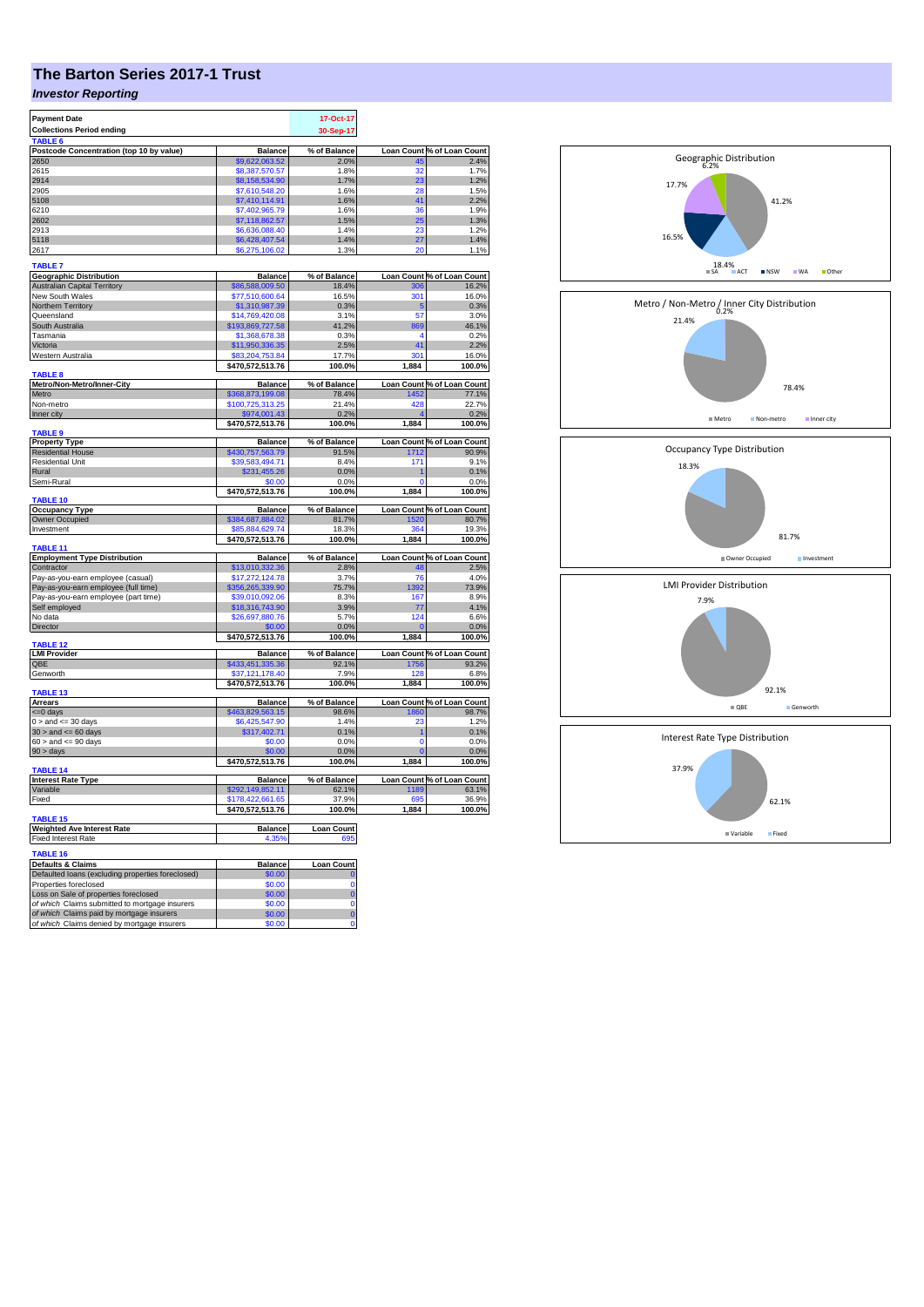# The Barton Series 2017-1 Trust

## *Investor Reporting*

| Payment Date | 17-Oct-17 |
|---|---|
| Collections Period ending | 30-Sep-17 |

**TABLE 6**

| Postcode Concentration (top 10 by value) | Balance | % of Balance | Loan Count | % of Loan Count |
|---|---|---|---|---|
| 2650 | $9,622,063.52 | 2.0% | 45 | 2.4% |
| 2615 | $8,387,570.57 | 1.8% | 32 | 1.7% |
| 2914 | $8,158,534.90 | 1.7% | 23 | 1.2% |
| 2905 | $7,610,548.20 | 1.6% | 28 | 1.5% |
| 5108 | $7,410,114.91 | 1.6% | 41 | 2.2% |
| 6210 | $7,402,965.79 | 1.6% | 36 | 1.9% |
| 2602 | $7,118,862.57 | 1.5% | 25 | 1.3% |
| 2913 | $6,636,088.40 | 1.4% | 23 | 1.2% |
| 5118 | $6,428,407.54 | 1.4% | 27 | 1.4% |
| 2617 | $6,275,106.02 | 1.3% | 20 | 1.1% |

**TABLE 7**

| Geographic Distribution | Balance | % of Balance | Loan Count | % of Loan Count |
|---|---|---|---|---|
| Australian Capital Territory | $86,588,009.50 | 18.4% | 306 | 16.2% |
| New South Wales | $77,510,600.64 | 16.5% | 301 | 16.0% |
| Northern Territory | $1,310,987.39 | 0.3% | 5 | 0.3% |
| Queensland | $14,769,420.08 | 3.1% | 57 | 3.0% |
| South Australia | $193,869,727.58 | 41.2% | 869 | 46.1% |
| Tasmania | $1,368,678.38 | 0.3% | 4 | 0.2% |
| Victoria | $11,950,336.35 | 2.5% | 41 | 2.2% |
| Western Australia | $83,204,753.84 | 17.7% | 301 | 16.0% |
| | $470,572,513.76 | 100.0% | 1,884 | 100.0% |

**TABLE 8**

| Metro/Non-Metro/Inner-City | Balance | % of Balance | Loan Count | % of Loan Count |
|---|---|---|---|---|
| Metro | $368,873,199.08 | 78.4% | 1452 | 77.1% |
| Non-metro | $100,725,313.25 | 21.4% | 428 | 22.7% |
| Inner city | $974,001.43 | 0.2% | 4 | 0.2% |
| | $470,572,513.76 | 100.0% | 1,884 | 100.0% |

**TABLE 9**

| Property Type | Balance | % of Balance | Loan Count | % of Loan Count |
|---|---|---|---|---|
| Residential House | $430,757,563.79 | 91.5% | 1712 | 90.9% |
| Residential Unit | $39,583,494.71 | 8.4% | 171 | 9.1% |
| Rural | $231,455.26 | 0.0% | 1 | 0.1% |
| Semi-Rural | $0.00 | 0.0% | 0 | 0.0% |
| | $470,572,513.76 | 100.0% | 1,884 | 100.0% |

**TABLE 10**

| Occupancy Type | Balance | % of Balance | Loan Count | % of Loan Count |
|---|---|---|---|---|
| Owner Occupied | $384,687,884.02 | 81.7% | 1520 | 80.7% |
| Investment | $85,884,629.74 | 18.3% | 364 | 19.3% |
| | $470,572,513.76 | 100.0% | 1,884 | 100.0% |

**TABLE 11**

| Employment Type Distribution | Balance | % of Balance | Loan Count | % of Loan Count |
|---|---|---|---|---|
| Contractor | $13,010,332.36 | 2.8% | 48 | 2.5% |
| Pay-as-you-earn employee (casual) | $17,272,124.78 | 3.7% | 76 | 4.0% |
| Pay-as-you-earn employee (full time) | $356,265,339.90 | 75.7% | 1392 | 73.9% |
| Pay-as-you-earn employee (part time) | $39,010,092.06 | 8.3% | 167 | 8.9% |
| Self employed | $18,316,743.90 | 3.9% | 77 | 4.1% |
| No data | $26,697,880.76 | 5.7% | 124 | 6.6% |
| Director | $0.00 | 0.0% | 0 | 0.0% |
| | $470,572,513.76 | 100.0% | 1,884 | 100.0% |

**TABLE 12**

| LMI Provider | Balance | % of Balance | Loan Count | % of Loan Count |
|---|---|---|---|---|
| QBE | $433,451,335.36 | 92.1% | 1756 | 93.2% |
| Genworth | $37,121,178.40 | 7.9% | 128 | 6.8% |
| | $470,572,513.76 | 100.0% | 1,884 | 100.0% |

**TABLE 13**

| Arrears | Balance | % of Balance | Loan Count | % of Loan Count |
|---|---|---|---|---|
| <=0 days | $463,829,563.15 | 98.6% | 1860 | 98.7% |
| 0 > and <= 30 days | $6,425,547.90 | 1.4% | 23 | 1.2% |
| 30 > and <= 60 days | $317,402.71 | 0.1% | 1 | 0.1% |
| 60 > and <= 90 days | $0.00 | 0.0% | 0 | 0.0% |
| 90 > days | $0.00 | 0.0% | 0 | 0.0% |
| | $470,572,513.76 | 100.0% | 1,884 | 100.0% |

**TABLE 14**

| Interest Rate Type | Balance | % of Balance | Loan Count | % of Loan Count |
|---|---|---|---|---|
| Variable | $292,149,852.11 | 62.1% | 1189 | 63.1% |
| Fixed | $178,422,661.65 | 37.9% | 695 | 36.9% |
| | $470,572,513.76 | 100.0% | 1,884 | 100.0% |

**TABLE 15**

| Weighted Ave Interest Rate | Balance | Loan Count |
|---|---|---|
| Fixed Interest Rate | 4.35% | 695 |

**TABLE 16**

| Defaults & Claims | Balance | Loan Count |
|---|---|---|
| Defaulted loans (excluding properties foreclosed) | $0.00 | 0 |
| Properties foreclosed | $0.00 | 0 |
| Loss on Sale of properties foreclosed | $0.00 | 0 |
| *of which* Claims submitted to mortgage insurers | $0.00 | 0 |
| *of which* Claims paid by mortgage insurers | $0.00 | 0 |
| *of which* Claims denied by mortgage insurers | $0.00 | 0 |

Geographic Distribution: SA 41.2%, ACT 18.4%, NSW 16.5%, WA 17.7%, Other 6.2%

Metro / Non-Metro / Inner City Distribution: Metro 78.4%, Non-metro 21.4%, Inner city 0.2%

Occupancy Type Distribution: Owner Occupied 81.7%, Investment 18.3%

LMI Provider Distribution: QBE 92.1%, Genworth 7.9%

Interest Rate Type Distribution: Variable 62.1%, Fixed 37.9%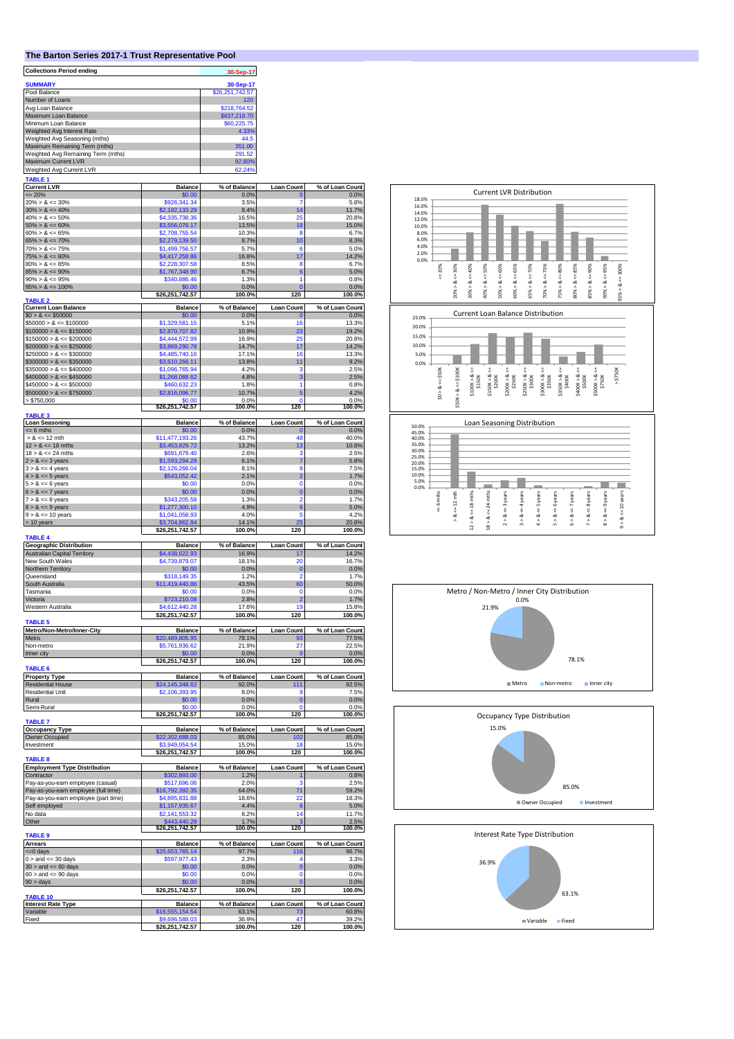# The Barton Series 2017-1 Trust Representative Pool

| Collections Period ending | 30-Sep-17 |
|---|---|

| SUMMARY | 30-Sep-17 |
|---|---|
| Pool Balance | $26,251,742.57 |
| Number of Loans | 120 |
| Avg Loan Balance | $218,764.52 |
| Maximum Loan Balance | $637,218.70 |
| Minimum Loan Balance | $60,225.75 |
| Weighted Avg Interest Rate | 4.33% |
| Weighted Avg Seasoning (mths) | 44.5 |
| Maximum Remaining Term (mths) | 351.00 |
| Weighted Avg Remaining Term (mths) | 291.52 |
| Maximum Current LVR | 92.80% |
| Weighted Avg Current LVR | 62.24% |

TABLE 1

| Current LVR | Balance | % of Balance | Loan Count | % of Loan Count |
|---|---|---|---|---|
| <= 20% | $0.00 | 0.0% | 0 | 0.0% |
| 20% > & <= 30% | $926,341.34 | 3.5% | 7 | 5.8% |
| 30% > & <= 40% | $2,192,133.29 | 8.4% | 14 | 11.7% |
| 40% > & <= 50% | $4,335,738.36 | 16.5% | 25 | 20.8% |
| 50% > & <= 60% | $3,556,076.17 | 13.5% | 18 | 15.0% |
| 60% > & <= 65% | $2,708,755.54 | 10.3% | 8 | 6.7% |
| 65% > & <= 70% | $2,279,139.50 | 8.7% | 10 | 8.3% |
| 70% > & <= 75% | $1,499,756.57 | 5.7% | 6 | 5.0% |
| 75% > & <= 80% | $4,417,258.86 | 16.8% | 17 | 14.2% |
| 80% > & <= 85% | $2,228,307.58 | 8.5% | 8 | 6.7% |
| 85% > & <= 90% | $1,767,348.90 | 6.7% | 6 | 5.0% |
| 90% > & <= 95% | $340,886.46 | 1.3% | 1 | 0.8% |
| 95% > & <= 100% | $0.00 | 0.0% | 0 | 0.0% |
| | $26,251,742.57 | 100.0% | 120 | 100.0% |

TABLE 2

| Current Loan Balance | Balance | % of Balance | Loan Count | % of Loan Count |
|---|---|---|---|---|
| $0 > & <= $50000 | $0.00 | 0.0% | 0 | 0.0% |
| $50000 > & <= $100000 | $1,329,581.15 | 5.1% | 16 | 13.3% |
| $100000 > & <= $150000 | $2,870,707.82 | 10.9% | 23 | 19.2% |
| $150000 > & <= $200000 | $4,444,572.99 | 16.9% | 25 | 20.8% |
| $200000 > & <= $250000 | $3,869,290.78 | 14.7% | 17 | 14.2% |
| $250000 > & <= $300000 | $4,485,740.16 | 17.1% | 16 | 13.3% |
| $300000 > & <= $350000 | $3,610,266.11 | 13.8% | 11 | 9.2% |
| $350000 > & <= $400000 | $1,096,765.94 | 4.2% | 3 | 2.5% |
| $400000 > & <= $450000 | $1,268,088.62 | 4.8% | 3 | 2.5% |
| $450000 > & <= $500000 | $460,632.23 | 1.8% | 1 | 0.8% |
| $500000 > & <= $750000 | $2,816,096.77 | 10.7% | 5 | 4.2% |
| > $750,000 | $0.00 | 0.0% | 0 | 0.0% |
| | $26,251,742.57 | 100.0% | 120 | 100.0% |

TABLE 3

| Loan Seasoning | Balance | % of Balance | Loan Count | % of Loan Count |
|---|---|---|---|---|
| <= 6 mths | $0.00 | 0.0% | 0 | 0.0% |
| > & <= 12 mth | $11,477,193.26 | 43.7% | 48 | 40.0% |
| 12 > & <= 18 mths | $3,453,829.72 | 13.2% | 13 | 10.8% |
| 18 > & <= 24 mths | $691,679.40 | 2.6% | 3 | 2.5% |
| 2 > & <= 3 years | $1,593,294.28 | 6.1% | 7 | 5.8% |
| 3 > & <= 4 years | $2,126,266.04 | 8.1% | 9 | 7.5% |
| 4 > & <= 5 years | $543,052.42 | 2.1% | 2 | 1.7% |
| 5 > & <= 6 years | $0.00 | 0.0% | 0 | 0.0% |
| 6 > & <= 7 years | $0.00 | 0.0% | 0 | 0.0% |
| 7 > & <= 8 years | $343,205.58 | 1.3% | 2 | 1.7% |
| 8 > & <= 9 years | $1,277,300.10 | 4.9% | 6 | 5.0% |
| 9 > & <= 10 years | $1,041,058.93 | 4.0% | 5 | 4.2% |
| > 10 years | $3,704,862.84 | 14.1% | 25 | 20.8% |
| | $26,251,742.57 | 100.0% | 120 | 100.0% |

TABLE 4

| Geographic Distribution | Balance | % of Balance | Loan Count | % of Loan Count |
|---|---|---|---|---|
| Australian Capital Territory | $4,438,622.93 | 16.9% | 17 | 14.2% |
| New South Wales | $4,739,879.07 | 18.1% | 20 | 16.7% |
| Northern Territory | $0.00 | 0.0% | 0 | 0.0% |
| Queensland | $318,149.35 | 1.2% | 2 | 1.7% |
| South Australia | $11,419,440.86 | 43.5% | 60 | 50.0% |
| Tasmania | $0.00 | 0.0% | 0 | 0.0% |
| Victoria | $723,210.08 | 2.8% | 2 | 1.7% |
| Western Australia | $4,612,440.28 | 17.6% | 19 | 15.8% |
| | $26,251,742.57 | 100.0% | 120 | 100.0% |

TABLE 5

| Metro/Non-Metro/Inner-City | Balance | % of Balance | Loan Count | % of Loan Count |
|---|---|---|---|---|
| Metro | $20,489,805.95 | 78.1% | 93 | 77.5% |
| Non-metro | $5,761,936.62 | 21.9% | 27 | 22.5% |
| Inner city | $0.00 | 0.0% | 0 | 0.0% |
| | $26,251,742.57 | 100.0% | 120 | 100.0% |

TABLE 6

| Property Type | Balance | % of Balance | Loan Count | % of Loan Count |
|---|---|---|---|---|
| Residential House | $24,145,348.62 | 92.0% | 111 | 92.5% |
| Residential Unit | $2,106,393.95 | 8.0% | 9 | 7.5% |
| Rural | $0.00 | 0.0% | 0 | 0.0% |
| Semi-Rural | $0.00 | 0.0% | 0 | 0.0% |
| | $26,251,742.57 | 100.0% | 120 | 100.0% |

TABLE 7

| Occupancy Type | Balance | % of Balance | Loan Count | % of Loan Count |
|---|---|---|---|---|
| Owner Occupied | $22,302,688.03 | 85.0% | 102 | 85.0% |
| Investment | $3,949,054.54 | 15.0% | 18 | 15.0% |
| | $26,251,742.57 | 100.0% | 120 | 100.0% |

TABLE 8

| Employment Type Distribution | Balance | % of Balance | Loan Count | % of Loan Count |
|---|---|---|---|---|
| Contractor | $302,893.00 | 1.2% | 1 | 0.8% |
| Pay-as-you-earn employee (casual) | $517,696.06 | 2.0% | 3 | 2.5% |
| Pay-as-you-earn employee (full time) | $16,792,392.35 | 64.0% | 71 | 59.2% |
| Pay-as-you-earn employee (part time) | $4,895,831.88 | 18.6% | 22 | 18.3% |
| Self employed | $1,157,935.67 | 4.4% | 6 | 5.0% |
| No data | $2,141,553.32 | 8.2% | 14 | 11.7% |
| Other | $443,440.29 | 1.7% | 3 | 2.5% |
| | $26,251,742.57 | 100.0% | 120 | 100.0% |

TABLE 9

| Arrears | Balance | % of Balance | Loan Count | % of Loan Count |
|---|---|---|---|---|
| <=0 days | $25,653,765.14 | 97.7% | 116 | 96.7% |
| 0 > and <= 30 days | $597,977.43 | 2.3% | 4 | 3.3% |
| 30 > and <= 60 days | $0.00 | 0.0% | 0 | 0.0% |
| 60 > and <= 90 days | $0.00 | 0.0% | 0 | 0.0% |
| 90 > days | $0.00 | 0.0% | 0 | 0.0% |
| | $26,251,742.57 | 100.0% | 120 | 100.0% |

TABLE 10

| Interest Rate Type | Balance | % of Balance | Loan Count | % of Loan Count |
|---|---|---|---|---|
| Variable | $16,555,154.54 | 63.1% | 73 | 60.8% |
| Fixed | $9,696,588.03 | 36.9% | 47 | 39.2% |
| | $26,251,742.57 | 100.0% | 120 | 100.0% |

Current LVR Distribution

Current Loan Balance Distribution

Loan Seasoning Distribution

Metro / Non-Metro / Inner City Distribution

0.0%

21.9%

78.1%

Metro Non-metro Inner city

Occupancy Type Distribution

15.0%

85.0%

Owner Occupied Investment

Interest Rate Type Distribution

36.9%

63.1%

Variable Fixed